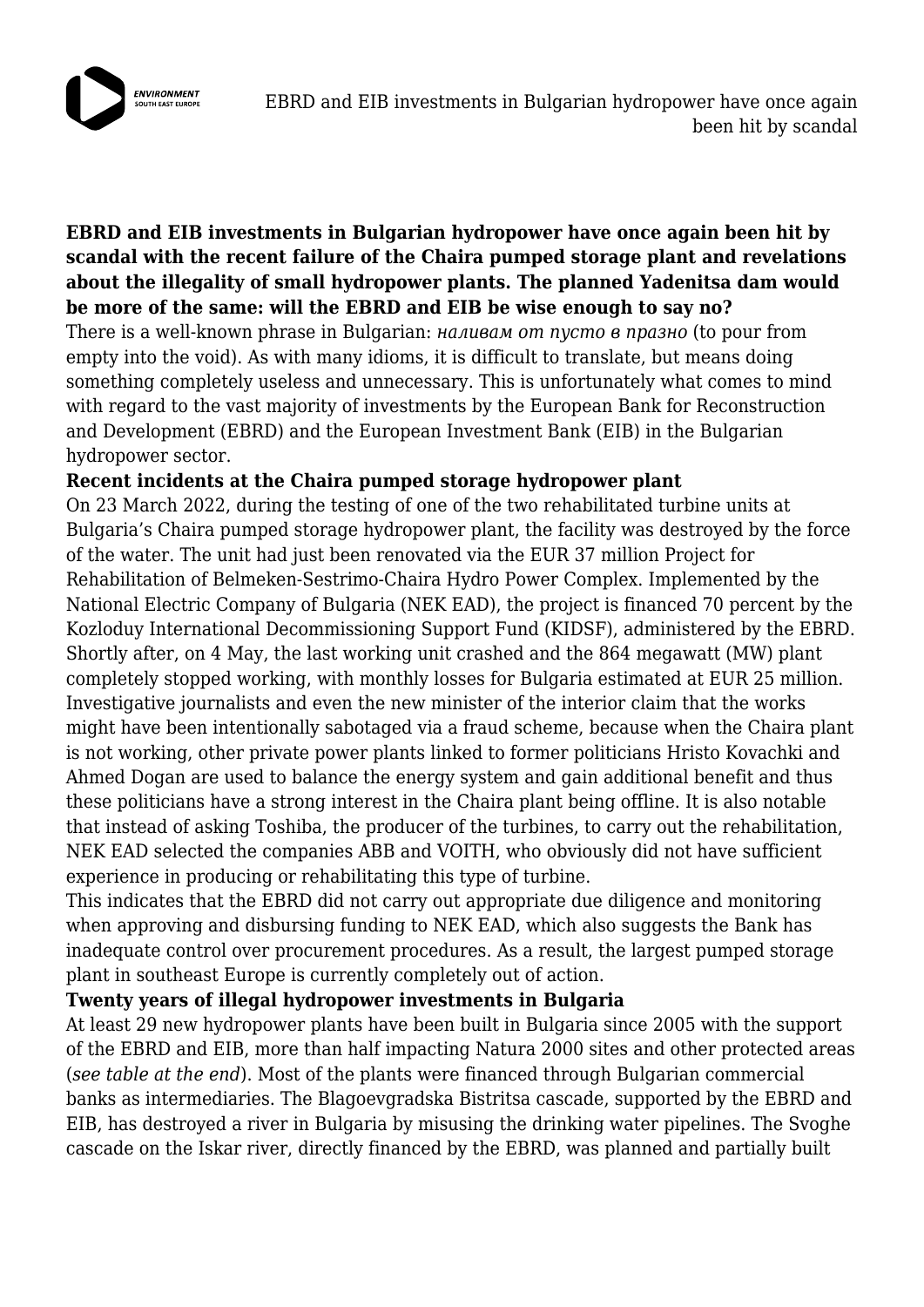**EBRD and EIB investments in Bulgarian hydropower have once again been hit by scandal with the recent failure of the Chaira pumped storage plant and revelations about the illegality of small hydropower plants. The planned Yadenitsa dam would be more of the same: will the EBRD and EIB be wise enough to say no?**

There is a well-known phrase in Bulgarian: *наливам от пусто в празно* (to pour from empty into the void). As with many idioms, it is difficult to translate, but means doing something completely useless and unnecessary. This is unfortunately what comes to mind with regard to the vast majority of investments by the European Bank for Reconstruction and Development (EBRD) and the European Investment Bank (EIB) in the Bulgarian hydropower sector.

**Recent incidents at the Chaira pumped storage hydropower plant**

On 23 March 2022, during the testing of one of the two rehabilitated turbine units at Bulgaria's Chaira pumped storage hydropower plant, the facility was destroyed by the force of the water. The unit had just been renovated via the EUR 37 million Project for Rehabilitation of Belmeken-Sestrimo-Chaira Hydro Power Complex. Implemented by the National Electric Company of Bulgaria (NEK EAD), the project is financed 70 percent by the Kozloduy International Decommissioning Support Fund (KIDSF), administered by the EBRD. Shortly after, on 4 May, the last working unit crashed and the 864 megawatt (MW) plant completely stopped working, with monthly losses for Bulgaria estimated at EUR 25 million. Investigative journalists and even the new minister of the interior claim that the works might have been intentionally sabotaged via a fraud scheme, because when the Chaira plant is not working, other private power plants linked to former politicians Hristo Kovachki and Ahmed Dogan are used to balance the energy system and gain additional benefit and thus these politicians have a strong interest in the Chaira plant being offline. It is also notable that instead of asking Toshiba, the producer of the turbines, to carry out the rehabilitation, NEK EAD selected the companies ABB and VOITH, who obviously did not have sufficient experience in producing or rehabilitating this type of turbine.

This indicates that the EBRD did not carry out appropriate due diligence and monitoring when approving and disbursing funding to NEK EAD, which also suggests the Bank has inadequate control over procurement procedures. As a result, the largest pumped storage plant in southeast Europe is currently completely out of action.

**Twenty years of illegal hydropower investments in Bulgaria**

At least 29 new hydropower plants have been built in Bulgaria since 2005 with the support of the EBRD and EIB, more than half impacting Natura 2000 sites and other protected areas (*see table at the end*). Most of the plants were financed through Bulgarian commercial banks as intermediaries. The Blagoevgradska Bistritsa cascade, supported by the EBRD and EIB, has destroyed a river in Bulgaria by misusing the drinking water pipelines. The Svoghe cascade on the Iskar river, directly financed by the EBRD, was planned and partially built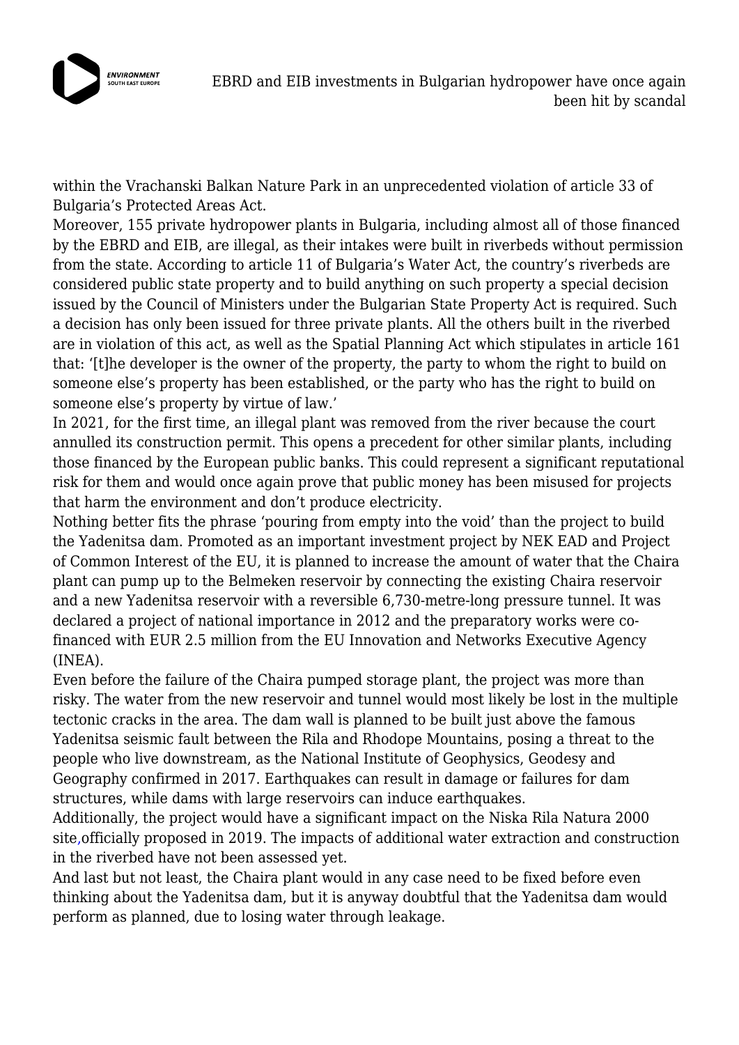within the Vrachanski Balkan Nature Park in an unprecedented violation of article 33 of Bulgaria's Protected Areas Act.

Moreover, 155 private hydropower plants in Bulgaria, including almost all of those financed by the EBRD and EIB, are illegal, as their intakes were built in riverbeds without permission from the state. According to article 11 of Bulgaria's Water Act, the country's riverbeds are considered public state property and to build anything on such property a special decision issued by the Council of Ministers under the Bulgarian State Property Act is required. Such a decision has only been issued for three private plants. All the others built in the riverbed are in violation of this act, as well as the Spatial Planning Act which stipulates in article 161 that: '[t]he developer is the owner of the property, the party to whom the right to build on someone else's property has been established, or the party who has the right to build on someone else's property by virtue of law.'

In 2021, for the first time, an illegal plant was removed from the river because the court annulled its construction permit. This opens a precedent for other similar plants, including those financed by the European public banks. This could represent a significant reputational risk for them and would once again prove that public money has been misused for projects that harm the environment and don't produce electricity.

Nothing better fits the phrase 'pouring from empty into the void' than the project to build the Yadenitsa dam. Promoted as an important investment project by NEK EAD and Project of Common Interest of the EU, it is planned to increase the amount of water that the Chaira plant can pump up to the Belmeken reservoir by connecting the existing Chaira reservoir and a new Yadenitsa reservoir with a reversible 6,730-metre-long pressure tunnel. It was declared a project of national importance in 2012 and the preparatory works were co-financed with EUR 2.5 million from the EU Innovation and Networks Executive Agency (INEA).

Even before the failure of the Chaira pumped storage plant, the project was more than risky. The water from the new reservoir and tunnel would most likely be lost in the multiple tectonic cracks in the area. The dam wall is planned to be built just above the famous Yadenitsa seismic fault between the Rila and Rhodope Mountains, posing a threat to the people who live downstream, as the National Institute of Geophysics, Geodesy and Geography confirmed in 2017. Earthquakes can result in damage or failures for dam structures, while dams with large reservoirs can induce earthquakes.

Additionally, the project would have a significant impact on the Niska Rila Natura 2000 site, officially proposed in 2019. The impacts of additional water extraction and construction in the riverbed have not been assessed yet.

And last but not least, the Chaira plant would in any case need to be fixed before even thinking about the Yadenitsa dam, but it is anyway doubtful that the Yadenitsa dam would perform as planned, due to losing water through leakage.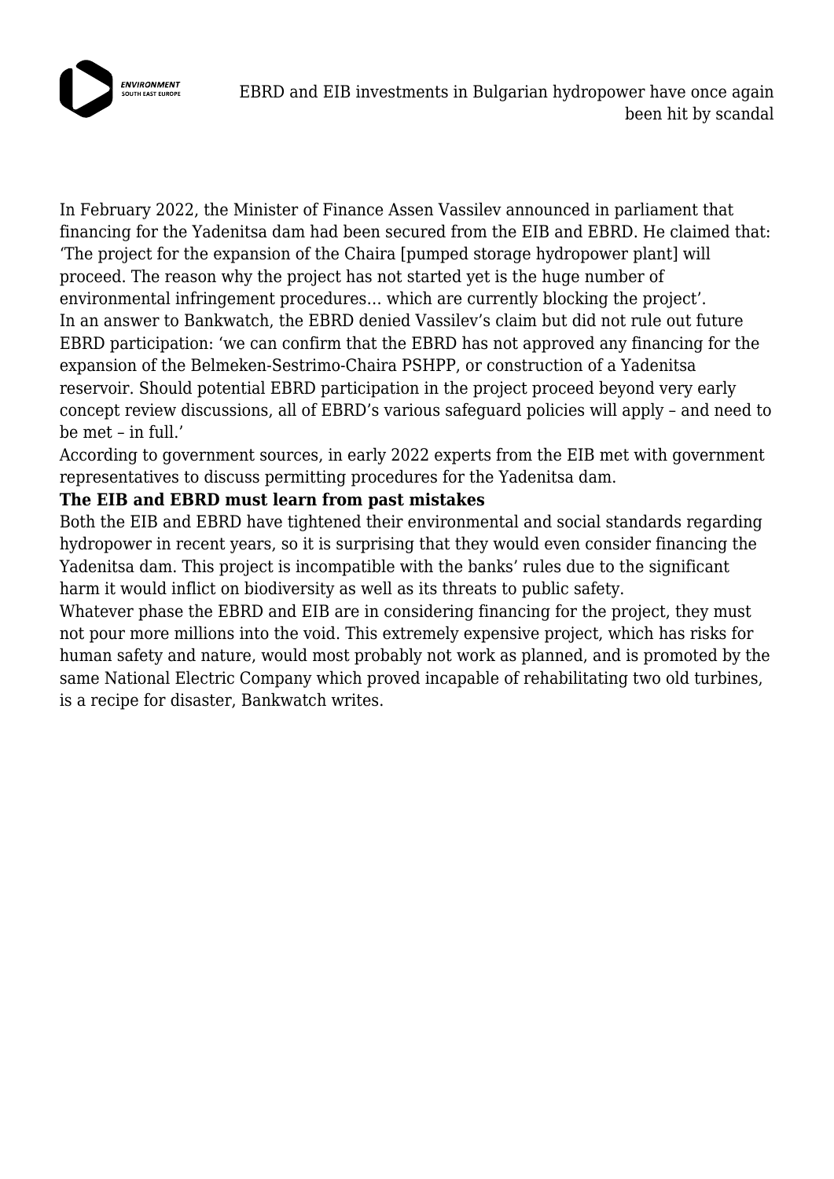In February 2022, the Minister of Finance Assen Vassilev announced in parliament that financing for the Yadenitsa dam had been secured from the EIB and EBRD. He claimed that: ‘The project for the expansion of the Chaira [pumped storage hydropower plant] will proceed. The reason why the project has not started yet is the huge number of environmental infringement procedures… which are currently blocking the project’.

In an answer to Bankwatch, the EBRD denied Vassilev’s claim but did not rule out future EBRD participation: ‘we can confirm that the EBRD has not approved any financing for the expansion of the Belmeken-Sestrimo-Chaira PSHPP, or construction of a Yadenitsa reservoir. Should potential EBRD participation in the project proceed beyond very early concept review discussions, all of EBRD’s various safeguard policies will apply – and need to be met – in full.’

According to government sources, in early 2022 experts from the EIB met with government representatives to discuss permitting procedures for the Yadenitsa dam.

**The EIB and EBRD must learn from past mistakes**

Both the EIB and EBRD have tightened their environmental and social standards regarding hydropower in recent years, so it is surprising that they would even consider financing the Yadenitsa dam. This project is incompatible with the banks’ rules due to the significant harm it would inflict on biodiversity as well as its threats to public safety.

Whatever phase the EBRD and EIB are in considering financing for the project, they must not pour more millions into the void. This extremely expensive project, which has risks for human safety and nature, would most probably not work as planned, and is promoted by the same National Electric Company which proved incapable of rehabilitating two old turbines, is a recipe for disaster, Bankwatch writes.